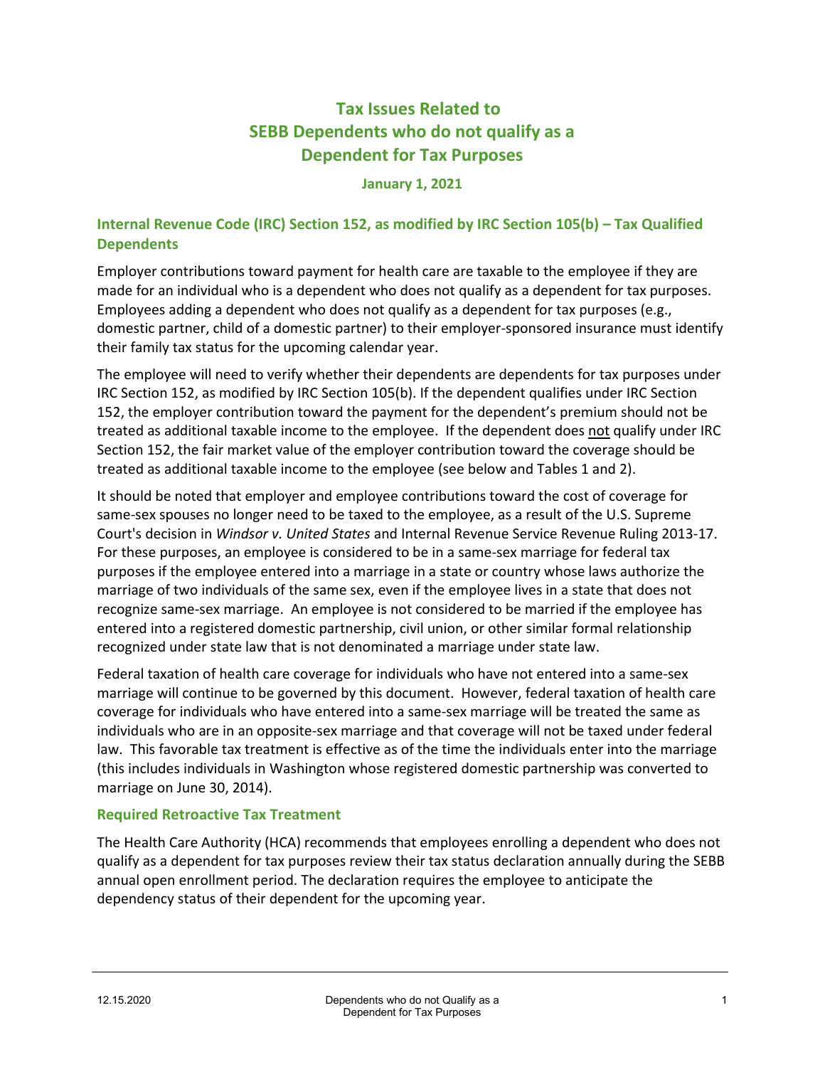# Tax Issues Related to SEBB Dependents who do not qualify as a Dependent for Tax Purposes

**January 1, 2021**

## Internal Revenue Code (IRC) Section 152, as modified by IRC Section 105(b) – Tax Qualified Dependents

Employer contributions toward payment for health care are taxable to the employee if they are made for an individual who is a dependent who does not qualify as a dependent for tax purposes. Employees adding a dependent who does not qualify as a dependent for tax purposes (e.g., domestic partner, child of a domestic partner) to their employer-sponsored insurance must identify their family tax status for the upcoming calendar year.

The employee will need to verify whether their dependents are dependents for tax purposes under IRC Section 152, as modified by IRC Section 105(b). If the dependent qualifies under IRC Section 152, the employer contribution toward the payment for the dependent's premium should not be treated as additional taxable income to the employee. If the dependent does not qualify under IRC Section 152, the fair market value of the employer contribution toward the coverage should be treated as additional taxable income to the employee (see below and Tables 1 and 2).

It should be noted that employer and employee contributions toward the cost of coverage for same-sex spouses no longer need to be taxed to the employee, as a result of the U.S. Supreme Court's decision in *Windsor v. United States* and Internal Revenue Service Revenue Ruling 2013-17. For these purposes, an employee is considered to be in a same-sex marriage for federal tax purposes if the employee entered into a marriage in a state or country whose laws authorize the marriage of two individuals of the same sex, even if the employee lives in a state that does not recognize same-sex marriage. An employee is not considered to be married if the employee has entered into a registered domestic partnership, civil union, or other similar formal relationship recognized under state law that is not denominated a marriage under state law.

Federal taxation of health care coverage for individuals who have not entered into a same-sex marriage will continue to be governed by this document. However, federal taxation of health care coverage for individuals who have entered into a same-sex marriage will be treated the same as individuals who are in an opposite-sex marriage and that coverage will not be taxed under federal law. This favorable tax treatment is effective as of the time the individuals enter into the marriage (this includes individuals in Washington whose registered domestic partnership was converted to marriage on June 30, 2014).

### Required Retroactive Tax Treatment

The Health Care Authority (HCA) recommends that employees enrolling a dependent who does not qualify as a dependent for tax purposes review their tax status declaration annually during the SEBB annual open enrollment period. The declaration requires the employee to anticipate the dependency status of their dependent for the upcoming year.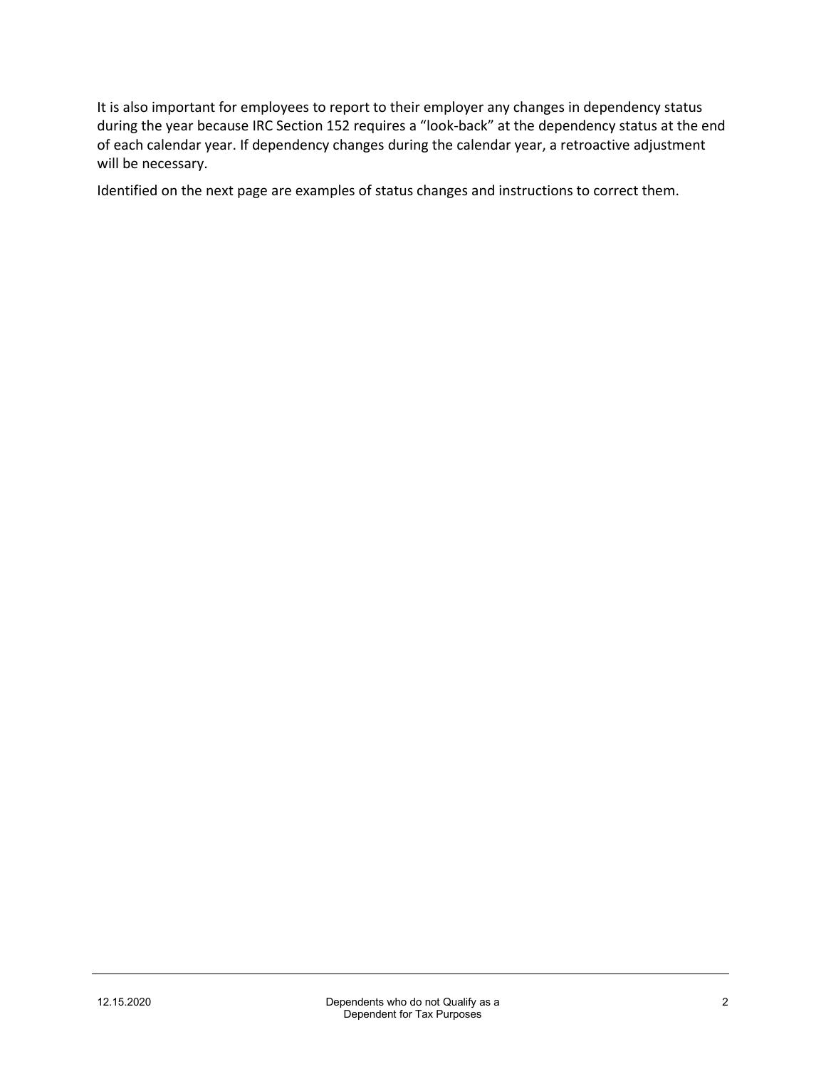It is also important for employees to report to their employer any changes in dependency status during the year because IRC Section 152 requires a “look-back” at the dependency status at the end of each calendar year. If dependency changes during the calendar year, a retroactive adjustment will be necessary.

Identified on the next page are examples of status changes and instructions to correct them.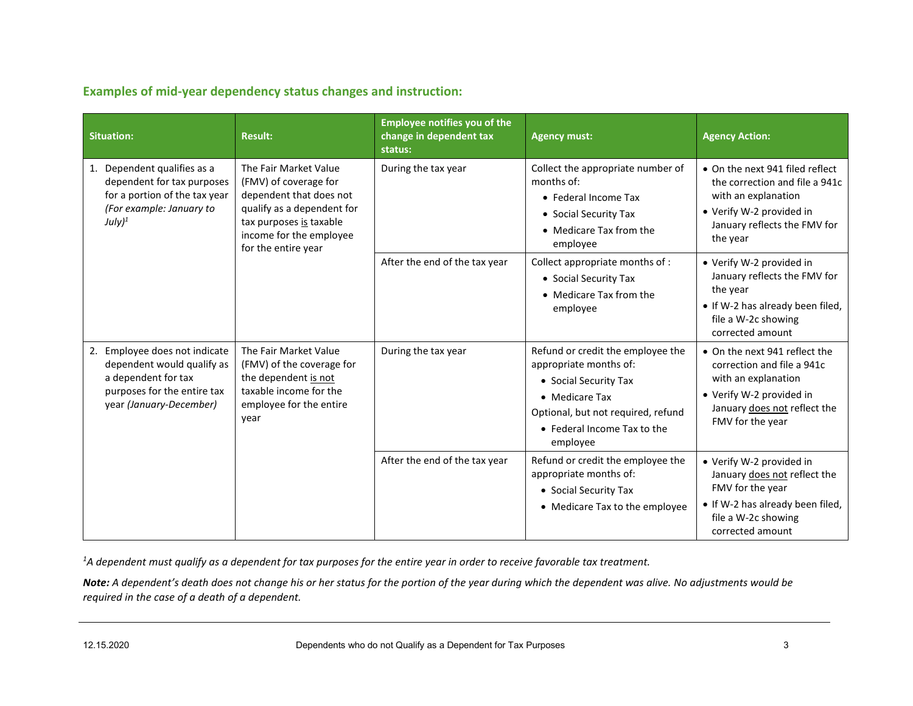### Examples of mid-year dependency status changes and instruction:

| Situation: | Result: | Employee notifies you of the change in dependent tax status: | Agency must: | Agency Action: |
|---|---|---|---|---|
| 1. Dependent qualifies as a dependent for tax purposes for a portion of the tax year *(For example: January to July)*[1] | The Fair Market Value (FMV) of coverage for dependent that does not qualify as a dependent for tax purposes <u>is</u> taxable income for the employee for the entire year | During the tax year | Collect the appropriate number of months of:<br>• Federal Income Tax<br>• Social Security Tax<br>• Medicare Tax from the employee | • On the next 941 filed reflect the correction and file a 941c with an explanation<br>• Verify W-2 provided in January reflects the FMV for the year |
| | | After the end of the tax year | Collect appropriate months of :<br>• Social Security Tax<br>• Medicare Tax from the employee | • Verify W-2 provided in January reflects the FMV for the year<br>• If W-2 has already been filed, file a W-2c showing corrected amount |
| 2. Employee does not indicate dependent would qualify as a dependent for tax purposes for the entire tax year *(January-December)* | The Fair Market Value (FMV) of the coverage for the dependent <u>is not</u> taxable income for the employee for the entire year | During the tax year | Refund or credit the employee the appropriate months of:<br>• Social Security Tax<br>• Medicare Tax<br>Optional, but not required, refund<br>• Federal Income Tax to the employee | • On the next 941 reflect the correction and file a 941c with an explanation<br>• Verify W-2 provided in January <u>does not</u> reflect the FMV for the year |
| | | After the end of the tax year | Refund or credit the employee the appropriate months of:<br>• Social Security Tax<br>• Medicare Tax to the employee | • Verify W-2 provided in January <u>does not</u> reflect the FMV for the year<br>• If W-2 has already been filed, file a W-2c showing corrected amount |

[1]*A dependent must qualify as a dependent for tax purposes for the entire year in order to receive favorable tax treatment.*

***Note:*** *A dependent's death does not change his or her status for the portion of the year during which the dependent was alive. No adjustments would be required in the case of a death of a dependent.*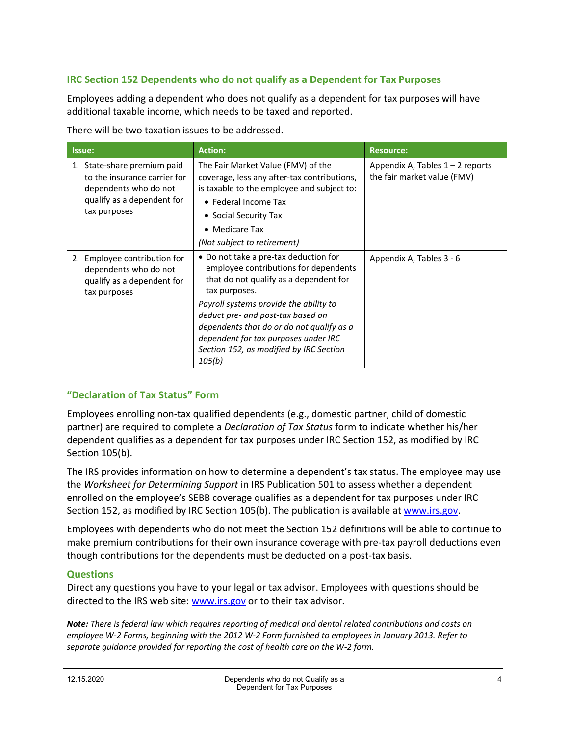## IRC Section 152 Dependents who do not qualify as a Dependent for Tax Purposes

Employees adding a dependent who does not qualify as a dependent for tax purposes will have additional taxable income, which needs to be taxed and reported.

There will be two taxation issues to be addressed.

| Issue: | Action: | Resource: |
|---|---|---|
| 1. State-share premium paid to the insurance carrier for dependents who do not qualify as a dependent for tax purposes | The Fair Market Value (FMV) of the coverage, less any after-tax contributions, is taxable to the employee and subject to:<br>• Federal Income Tax<br>• Social Security Tax<br>• Medicare Tax<br>*(Not subject to retirement)* | Appendix A, Tables 1 – 2 reports the fair market value (FMV) |
| 2. Employee contribution for dependents who do not qualify as a dependent for tax purposes | • Do not take a pre-tax deduction for employee contributions for dependents that do not qualify as a dependent for tax purposes.<br>*Payroll systems provide the ability to deduct pre- and post-tax based on dependents that do or do not qualify as a dependent for tax purposes under IRC Section 152, as modified by IRC Section 105(b)* | Appendix A, Tables 3 - 6 |

## "Declaration of Tax Status" Form

Employees enrolling non-tax qualified dependents (e.g., domestic partner, child of domestic partner) are required to complete a *Declaration of Tax Status* form to indicate whether his/her dependent qualifies as a dependent for tax purposes under IRC Section 152, as modified by IRC Section 105(b).

The IRS provides information on how to determine a dependent's tax status. The employee may use the *Worksheet for Determining Support* in IRS Publication 501 to assess whether a dependent enrolled on the employee's SEBB coverage qualifies as a dependent for tax purposes under IRC Section 152, as modified by IRC Section 105(b). The publication is available at www.irs.gov.

Employees with dependents who do not meet the Section 152 definitions will be able to continue to make premium contributions for their own insurance coverage with pre-tax payroll deductions even though contributions for the dependents must be deducted on a post-tax basis.

### Questions

Direct any questions you have to your legal or tax advisor. Employees with questions should be directed to the IRS web site: www.irs.gov or to their tax advisor.

***Note:*** *There is federal law which requires reporting of medical and dental related contributions and costs on employee W-2 Forms, beginning with the 2012 W-2 Form furnished to employees in January 2013. Refer to separate guidance provided for reporting the cost of health care on the W-2 form.*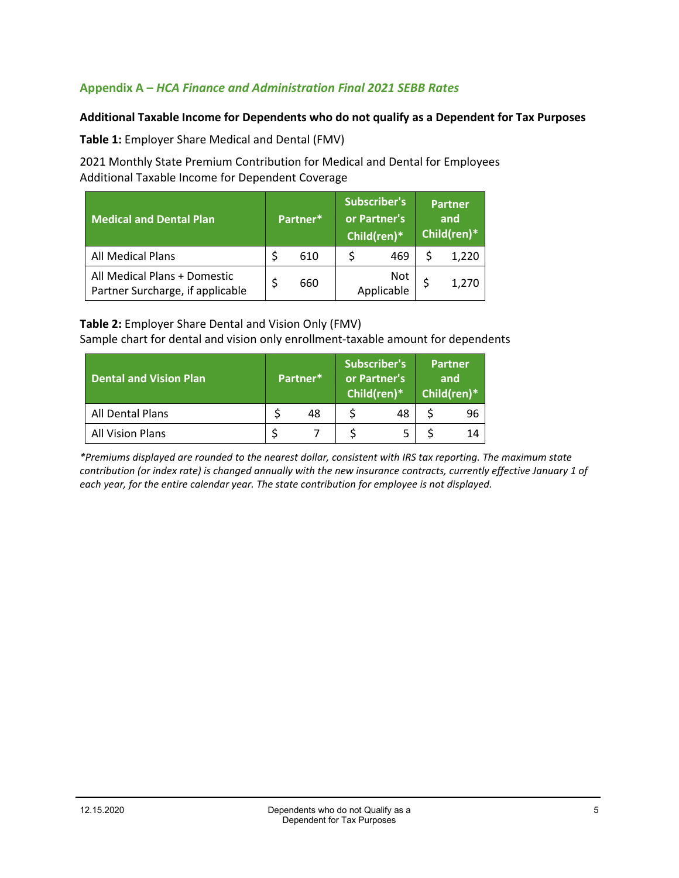## Appendix A – *HCA Finance and Administration Final 2021 SEBB Rates*

**Additional Taxable Income for Dependents who do not qualify as a Dependent for Tax Purposes**

**Table 1:** Employer Share Medical and Dental (FMV)

2021 Monthly State Premium Contribution for Medical and Dental for Employees
Additional Taxable Income for Dependent Coverage

| Medical and Dental Plan | Partner* | Subscriber's or Partner's Child(ren)* | Partner and Child(ren)* |
|---|---|---|---|
| All Medical Plans | $ 610 | $ 469 | $ 1,220 |
| All Medical Plans + Domestic Partner Surcharge, if applicable | $ 660 | Not Applicable | $ 1,270 |

**Table 2:** Employer Share Dental and Vision Only (FMV)
Sample chart for dental and vision only enrollment-taxable amount for dependents

| Dental and Vision Plan | Partner* | Subscriber's or Partner's Child(ren)* | Partner and Child(ren)* |
|---|---|---|---|
| All Dental Plans | $ 48 | $ 48 | $ 96 |
| All Vision Plans | $ 7 | $ 5 | $ 14 |

*\*Premiums displayed are rounded to the nearest dollar, consistent with IRS tax reporting. The maximum state contribution (or index rate) is changed annually with the new insurance contracts, currently effective January 1 of each year, for the entire calendar year. The state contribution for employee is not displayed.*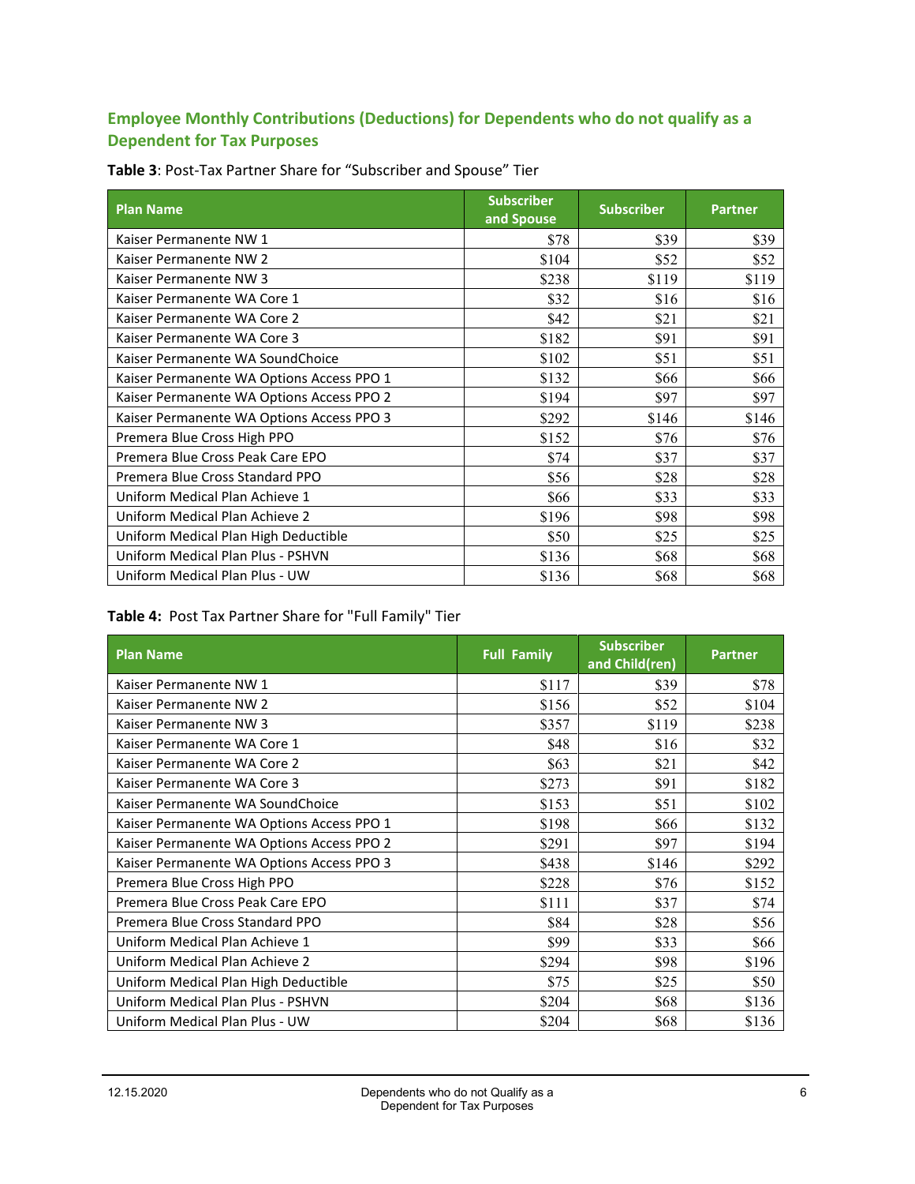## Employee Monthly Contributions (Deductions) for Dependents who do not qualify as a Dependent for Tax Purposes

**Table 3**: Post-Tax Partner Share for "Subscriber and Spouse" Tier

| Plan Name | Subscriber and Spouse | Subscriber | Partner |
|---|---|---|---|
| Kaiser Permanente NW 1 | $78 | $39 | $39 |
| Kaiser Permanente NW 2 | $104 | $52 | $52 |
| Kaiser Permanente NW 3 | $238 | $119 | $119 |
| Kaiser Permanente WA Core 1 | $32 | $16 | $16 |
| Kaiser Permanente WA Core 2 | $42 | $21 | $21 |
| Kaiser Permanente WA Core 3 | $182 | $91 | $91 |
| Kaiser Permanente WA SoundChoice | $102 | $51 | $51 |
| Kaiser Permanente WA Options Access PPO 1 | $132 | $66 | $66 |
| Kaiser Permanente WA Options Access PPO 2 | $194 | $97 | $97 |
| Kaiser Permanente WA Options Access PPO 3 | $292 | $146 | $146 |
| Premera Blue Cross High PPO | $152 | $76 | $76 |
| Premera Blue Cross Peak Care EPO | $74 | $37 | $37 |
| Premera Blue Cross Standard PPO | $56 | $28 | $28 |
| Uniform Medical Plan Achieve 1 | $66 | $33 | $33 |
| Uniform Medical Plan Achieve 2 | $196 | $98 | $98 |
| Uniform Medical Plan High Deductible | $50 | $25 | $25 |
| Uniform Medical Plan Plus - PSHVN | $136 | $68 | $68 |
| Uniform Medical Plan Plus - UW | $136 | $68 | $68 |

**Table 4:** Post Tax Partner Share for "Full Family" Tier

| Plan Name | Full Family | Subscriber and Child(ren) | Partner |
|---|---|---|---|
| Kaiser Permanente NW 1 | $117 | $39 | $78 |
| Kaiser Permanente NW 2 | $156 | $52 | $104 |
| Kaiser Permanente NW 3 | $357 | $119 | $238 |
| Kaiser Permanente WA Core 1 | $48 | $16 | $32 |
| Kaiser Permanente WA Core 2 | $63 | $21 | $42 |
| Kaiser Permanente WA Core 3 | $273 | $91 | $182 |
| Kaiser Permanente WA SoundChoice | $153 | $51 | $102 |
| Kaiser Permanente WA Options Access PPO 1 | $198 | $66 | $132 |
| Kaiser Permanente WA Options Access PPO 2 | $291 | $97 | $194 |
| Kaiser Permanente WA Options Access PPO 3 | $438 | $146 | $292 |
| Premera Blue Cross High PPO | $228 | $76 | $152 |
| Premera Blue Cross Peak Care EPO | $111 | $37 | $74 |
| Premera Blue Cross Standard PPO | $84 | $28 | $56 |
| Uniform Medical Plan Achieve 1 | $99 | $33 | $66 |
| Uniform Medical Plan Achieve 2 | $294 | $98 | $196 |
| Uniform Medical Plan High Deductible | $75 | $25 | $50 |
| Uniform Medical Plan Plus - PSHVN | $204 | $68 | $136 |
| Uniform Medical Plan Plus - UW | $204 | $68 | $136 |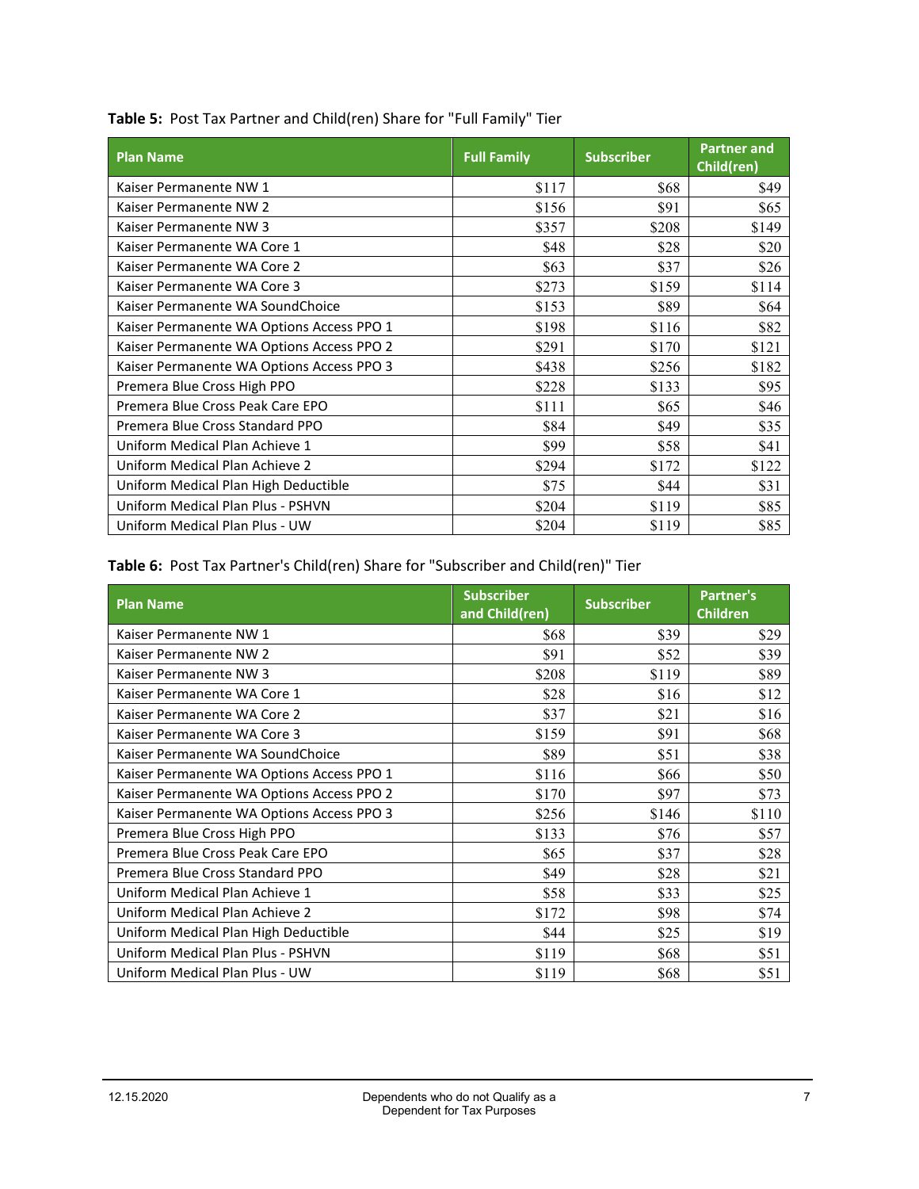**Table 5:** Post Tax Partner and Child(ren) Share for "Full Family" Tier

| Plan Name | Full Family | Subscriber | Partner and Child(ren) |
|---|---|---|---|
| Kaiser Permanente NW 1 | $117 | $68 | $49 |
| Kaiser Permanente NW 2 | $156 | $91 | $65 |
| Kaiser Permanente NW 3 | $357 | $208 | $149 |
| Kaiser Permanente WA Core 1 | $48 | $28 | $20 |
| Kaiser Permanente WA Core 2 | $63 | $37 | $26 |
| Kaiser Permanente WA Core 3 | $273 | $159 | $114 |
| Kaiser Permanente WA SoundChoice | $153 | $89 | $64 |
| Kaiser Permanente WA Options Access PPO 1 | $198 | $116 | $82 |
| Kaiser Permanente WA Options Access PPO 2 | $291 | $170 | $121 |
| Kaiser Permanente WA Options Access PPO 3 | $438 | $256 | $182 |
| Premera Blue Cross High PPO | $228 | $133 | $95 |
| Premera Blue Cross Peak Care EPO | $111 | $65 | $46 |
| Premera Blue Cross Standard PPO | $84 | $49 | $35 |
| Uniform Medical Plan Achieve 1 | $99 | $58 | $41 |
| Uniform Medical Plan Achieve 2 | $294 | $172 | $122 |
| Uniform Medical Plan High Deductible | $75 | $44 | $31 |
| Uniform Medical Plan Plus - PSHVN | $204 | $119 | $85 |
| Uniform Medical Plan Plus - UW | $204 | $119 | $85 |

**Table 6:** Post Tax Partner's Child(ren) Share for "Subscriber and Child(ren)" Tier

| Plan Name | Subscriber and Child(ren) | Subscriber | Partner's Children |
|---|---|---|---|
| Kaiser Permanente NW 1 | $68 | $39 | $29 |
| Kaiser Permanente NW 2 | $91 | $52 | $39 |
| Kaiser Permanente NW 3 | $208 | $119 | $89 |
| Kaiser Permanente WA Core 1 | $28 | $16 | $12 |
| Kaiser Permanente WA Core 2 | $37 | $21 | $16 |
| Kaiser Permanente WA Core 3 | $159 | $91 | $68 |
| Kaiser Permanente WA SoundChoice | $89 | $51 | $38 |
| Kaiser Permanente WA Options Access PPO 1 | $116 | $66 | $50 |
| Kaiser Permanente WA Options Access PPO 2 | $170 | $97 | $73 |
| Kaiser Permanente WA Options Access PPO 3 | $256 | $146 | $110 |
| Premera Blue Cross High PPO | $133 | $76 | $57 |
| Premera Blue Cross Peak Care EPO | $65 | $37 | $28 |
| Premera Blue Cross Standard PPO | $49 | $28 | $21 |
| Uniform Medical Plan Achieve 1 | $58 | $33 | $25 |
| Uniform Medical Plan Achieve 2 | $172 | $98 | $74 |
| Uniform Medical Plan High Deductible | $44 | $25 | $19 |
| Uniform Medical Plan Plus - PSHVN | $119 | $68 | $51 |
| Uniform Medical Plan Plus - UW | $119 | $68 | $51 |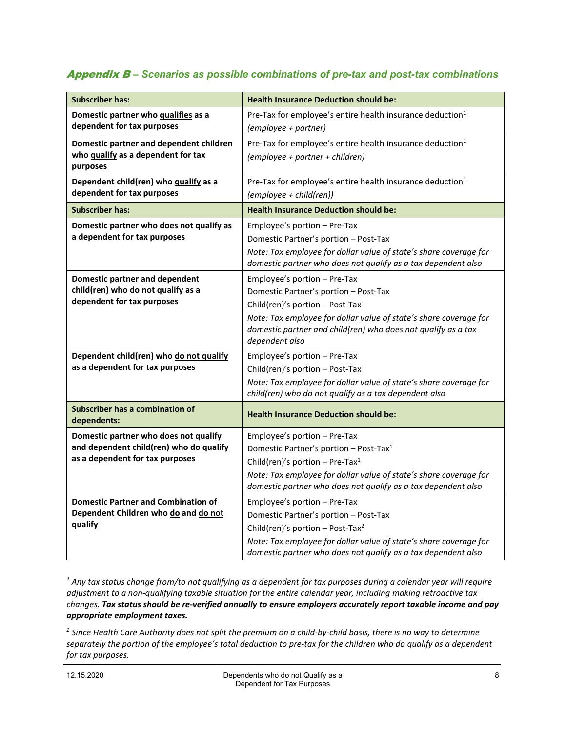## *Appendix B* – *Scenarios as possible combinations of pre-tax and post-tax combinations*

| **Subscriber has:** | **Health Insurance Deduction should be:** |
|---|---|
| **Domestic partner who qualifies as a dependent for tax purposes** | Pre-Tax for employee's entire health insurance deduction[1] *(employee + partner)* |
| **Domestic partner and dependent children who qualify as a dependent for tax purposes** | Pre-Tax for employee's entire health insurance deduction[1] *(employee + partner + children)* |
| **Dependent child(ren) who qualify as a dependent for tax purposes** | Pre-Tax for employee's entire health insurance deduction[1] *(employee + child(ren))* |
| **Subscriber has:** | **Health Insurance Deduction should be:** |
| **Domestic partner who does not qualify as a dependent for tax purposes** | Employee's portion – Pre-Tax<br>Domestic Partner's portion – Post-Tax<br>*Note: Tax employee for dollar value of state's share coverage for domestic partner who does not qualify as a tax dependent also* |
| **Domestic partner and dependent child(ren) who do not qualify as a dependent for tax purposes** | Employee's portion – Pre-Tax<br>Domestic Partner's portion – Post-Tax<br>Child(ren)'s portion – Post-Tax<br>*Note: Tax employee for dollar value of state's share coverage for domestic partner and child(ren) who does not qualify as a tax dependent also* |
| **Dependent child(ren) who do not qualify as a dependent for tax purposes** | Employee's portion – Pre-Tax<br>Child(ren)'s portion – Post-Tax<br>*Note: Tax employee for dollar value of state's share coverage for child(ren) who do not qualify as a tax dependent also* |
| **Subscriber has a combination of dependents:** | **Health Insurance Deduction should be:** |
| **Domestic partner who does not qualify and dependent child(ren) who do qualify as a dependent for tax purposes** | Employee's portion – Pre-Tax<br>Domestic Partner's portion – Post-Tax[1]<br>Child(ren)'s portion – Pre-Tax[1]<br>*Note: Tax employee for dollar value of state's share coverage for domestic partner who does not qualify as a tax dependent also* |
| **Domestic Partner and Combination of Dependent Children who do and do not qualify** | Employee's portion – Pre-Tax<br>Domestic Partner's portion – Post-Tax<br>Child(ren)'s portion – Post-Tax[2]<br>*Note: Tax employee for dollar value of state's share coverage for domestic partner who does not qualify as a tax dependent also* |

[1] *Any tax status change from/to not qualifying as a dependent for tax purposes during a calendar year will require adjustment to a non-qualifying taxable situation for the entire calendar year, including making retroactive tax changes.* ***Tax status should be re-verified annually to ensure employers accurately report taxable income and pay appropriate employment taxes.***

[2] *Since Health Care Authority does not split the premium on a child-by-child basis, there is no way to determine separately the portion of the employee's total deduction to pre-tax for the children who do qualify as a dependent for tax purposes.*